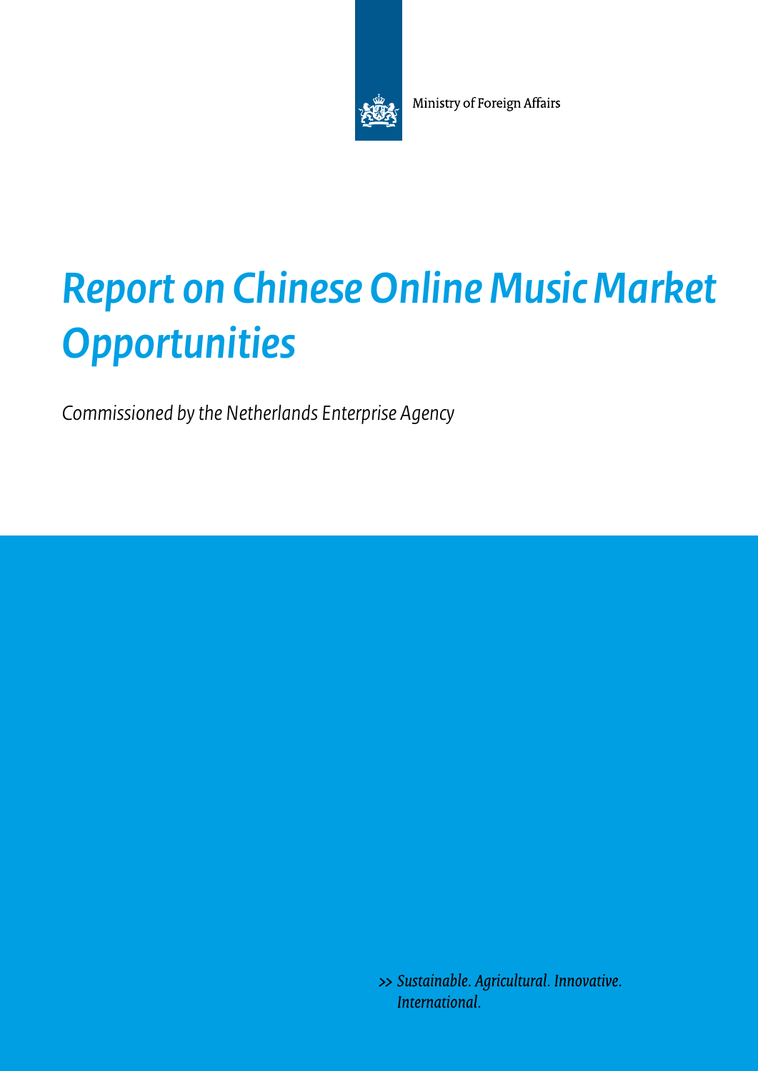Ministry of Foreign Affairs

# *Report on Chinese Online Music Market Opportunities*

*Commissioned by the Netherlands Enterprise Agency*

>> *Sustainable. Agricultural. Innovative. International.*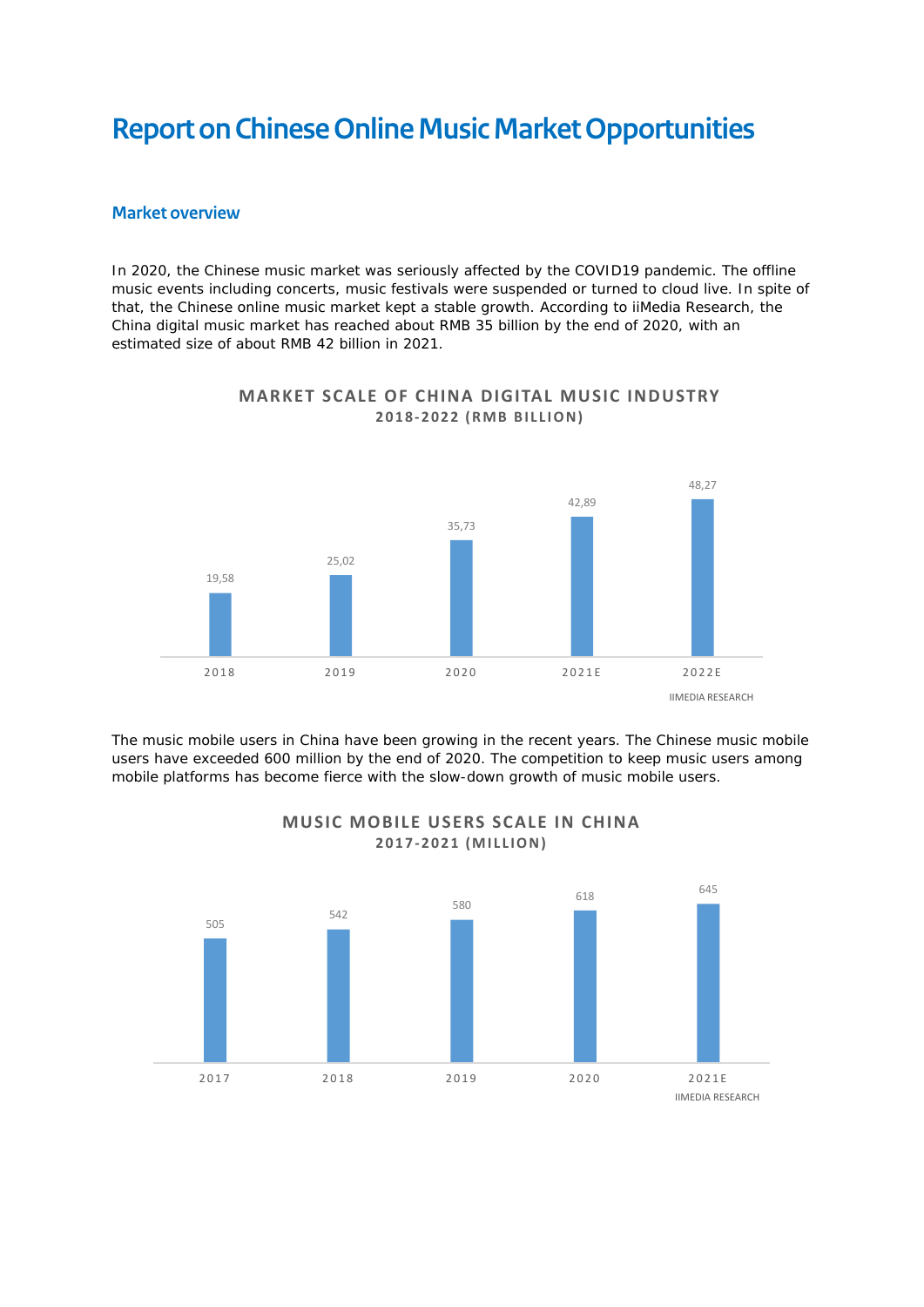# Report on Chinese Online Music Market Opportunities

## Market overview

In 2020, the Chinese music market was seriously affected by the COVID19 pandemic. The offline music events including concerts, music festivals were suspended or turned to cloud live. In spite of that, the Chinese online music market kept a stable growth. According to iiMedia Research, the China digital music market has reached about RMB 35 billion by the end of 2020, with an estimated size of about RMB 42 billion in 2021.

**MARKET SCALE OF CHINA DIGITAL MUSIC INDUSTRY**
**2018-2022 (RMB BILLION)**

| 2018 | 2019 | 2020 | 2021E | 2022E |
|---|---|---|---|---|
| 19,58 | 25,02 | 35,73 | 42,89 | 48,27 |

IIMEDIA RESEARCH

The music mobile users in China have been growing in the recent years. The Chinese music mobile users have exceeded 600 million by the end of 2020. The competition to keep music users among mobile platforms has become fierce with the slow-down growth of music mobile users.

**MUSIC MOBILE USERS SCALE IN CHINA**
**2017-2021 (MILLION)**

| 2017 | 2018 | 2019 | 2020 | 2021E |
|---|---|---|---|---|
| 505 | 542 | 580 | 618 | 645 |

IIMEDIA RESEARCH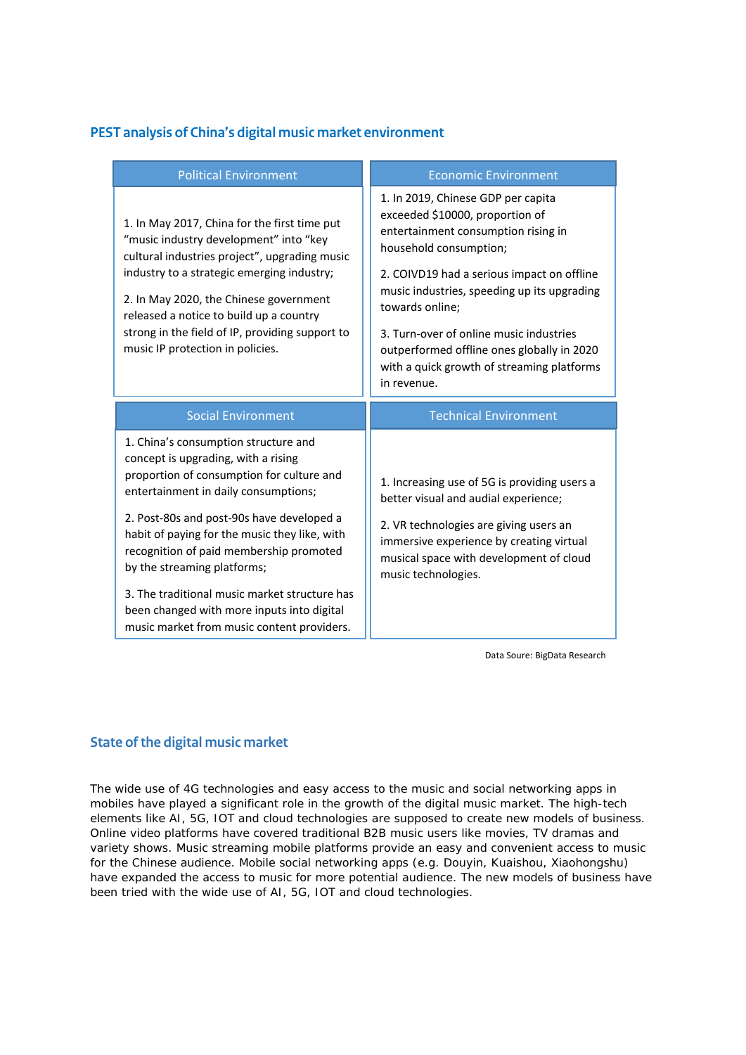## PEST analysis of China's digital music market environment

| Political Environment | Economic Environment |
| --- | --- |
| 1. In May 2017, China for the first time put "music industry development" into "key cultural industries project", upgrading music industry to a strategic emerging industry;<br><br>2. In May 2020, the Chinese government released a notice to build up a country strong in the field of IP, providing support to music IP protection in policies. | 1. In 2019, Chinese GDP per capita exceeded $10000, proportion of entertainment consumption rising in household consumption;<br><br>2. COIVD19 had a serious impact on offline music industries, speeding up its upgrading towards online;<br><br>3. Turn-over of online music industries outperformed offline ones globally in 2020 with a quick growth of streaming platforms in revenue. |
| **Social Environment** | **Technical Environment** |
| 1. China's consumption structure and concept is upgrading, with a rising proportion of consumption for culture and entertainment in daily consumptions;<br><br>2. Post-80s and post-90s have developed a habit of paying for the music they like, with recognition of paid membership promoted by the streaming platforms;<br><br>3. The traditional music market structure has been changed with more inputs into digital music market from music content providers. | 1. Increasing use of 5G is providing users a better visual and audial experience;<br><br>2. VR technologies are giving users an immersive experience by creating virtual musical space with development of cloud music technologies. |

Data Soure: BigData Research

## State of the digital music market

The wide use of 4G technologies and easy access to the music and social networking apps in mobiles have played a significant role in the growth of the digital music market. The high-tech elements like AI, 5G, IOT and cloud technologies are supposed to create new models of business. Online video platforms have covered traditional B2B music users like movies, TV dramas and variety shows. Music streaming mobile platforms provide an easy and convenient access to music for the Chinese audience. Mobile social networking apps (e.g. Douyin, Kuaishou, Xiaohongshu) have expanded the access to music for more potential audience. The new models of business have been tried with the wide use of AI, 5G, IOT and cloud technologies.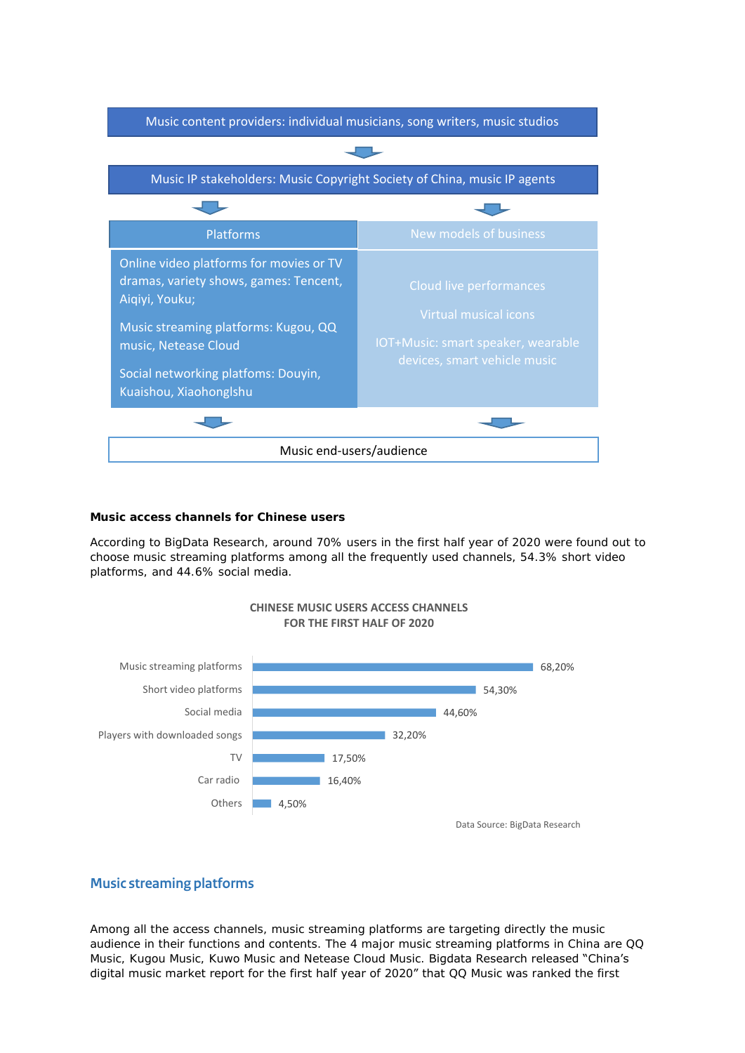Music content providers: individual musicians, song writers, music studios

Music IP stakeholders: Music Copyright Society of China, music IP agents

| Platforms | New models of business |
| --- | --- |
| Online video platforms for movies or TV dramas, variety shows, games: Tencent, Aiqiyi, Youku;<br><br>Music streaming platforms: Kugou, QQ music, Netease Cloud<br><br>Social networking platfoms: Douyin, Kuaishou, Xiaohonglshu | Cloud live performances<br><br>Virtual musical icons<br><br>IOT+Music: smart speaker, wearable devices, smart vehicle music |

Music end-users/audience

**Music access channels for Chinese users**

According to BigData Research, around 70% users in the first half year of 2020 were found out to choose music streaming platforms among all the frequently used channels, 54.3% short video platforms, and 44.6% social media.

**CHINESE MUSIC USERS ACCESS CHANNELS FOR THE FIRST HALF OF 2020**

| Channel | Share |
| --- | --- |
| Music streaming platforms | 68,20% |
| Short video platforms | 54,30% |
| Social media | 44,60% |
| Players with downloaded songs | 32,20% |
| TV | 17,50% |
| Car radio | 16,40% |
| Others | 4,50% |

Data Source: BigData Research

## Music streaming platforms

Among all the access channels, music streaming platforms are targeting directly the music audience in their functions and contents. The 4 major music streaming platforms in China are QQ Music, Kugou Music, Kuwo Music and Netease Cloud Music. Bigdata Research released "China's digital music market report for the first half year of 2020" that QQ Music was ranked the first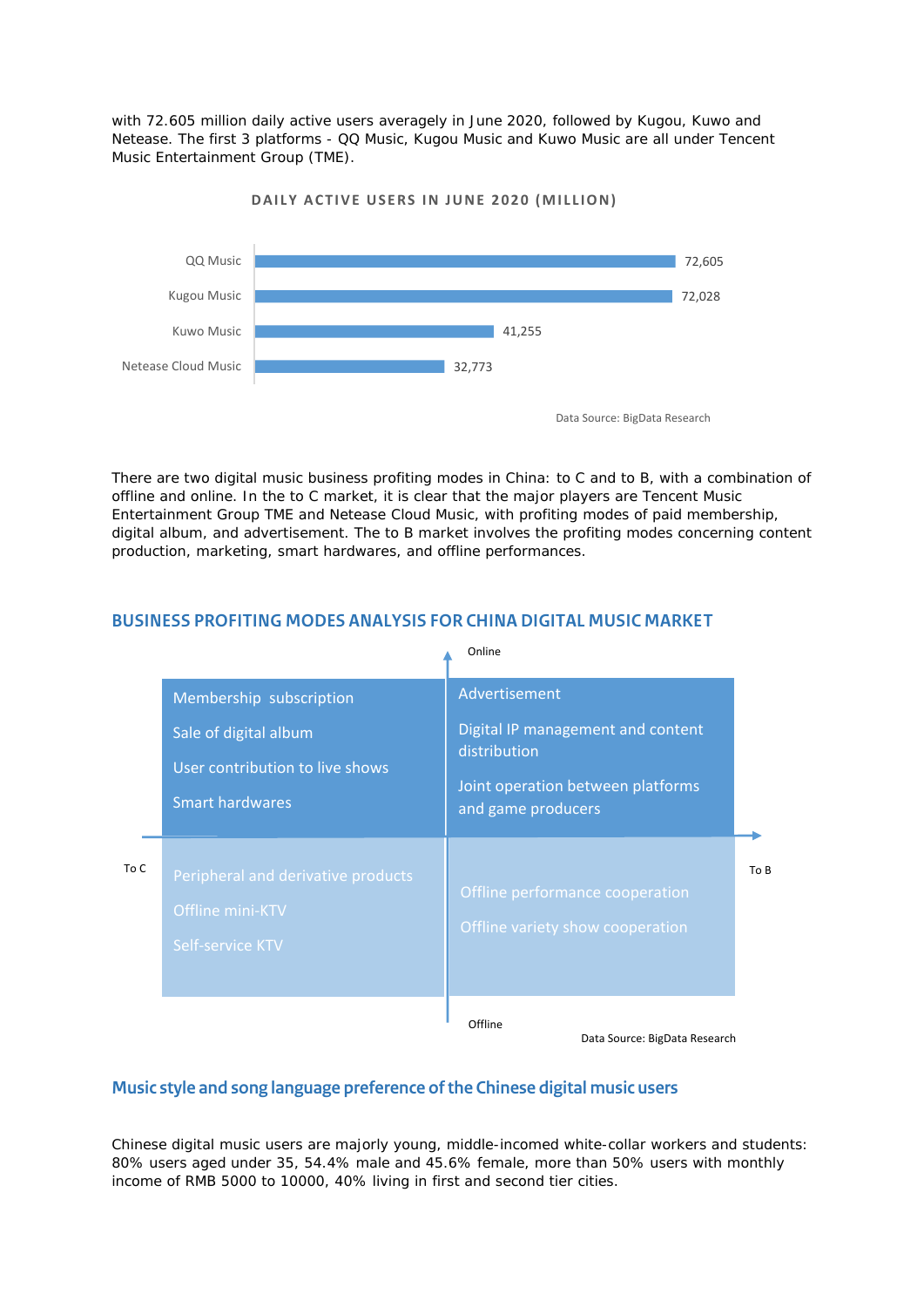with 72.605 million daily active users averagely in June 2020, followed by Kugou, Kuwo and Netease. The first 3 platforms - QQ Music, Kugou Music and Kuwo Music are all under Tencent Music Entertainment Group (TME).

**DAILY ACTIVE USERS IN JUNE 2020 (MILLION)**

| Platform | Daily active users |
|---|---|
| QQ Music | 72,605 |
| Kugou Music | 72,028 |
| Kuwo Music | 41,255 |
| Netease Cloud Music | 32,773 |

Data Source: BigData Research

There are two digital music business profiting modes in China: to C and to B, with a combination of offline and online. In the to C market, it is clear that the major players are Tencent Music Entertainment Group TME and Netease Cloud Music, with profiting modes of paid membership, digital album, and advertisement. The to B market involves the profiting modes concerning content production, marketing, smart hardwares, and offline performances.

## BUSINESS PROFITING MODES ANALYSIS FOR CHINA DIGITAL MUSIC MARKET

| | To C | To B |
|---|---|---|
| Online | Membership subscription<br>Sale of digital album<br>User contribution to live shows<br>Smart hardwares | Advertisement<br>Digital IP management and content distribution<br>Joint operation between platforms and game producers |
| Offline | Peripheral and derivative products<br>Offline mini-KTV<br>Self-service KTV | Offline performance cooperation<br>Offline variety show cooperation |

Data Source: BigData Research

## Music style and song language preference of the Chinese digital music users

Chinese digital music users are majorly young, middle-incomed white-collar workers and students: 80% users aged under 35, 54.4% male and 45.6% female, more than 50% users with monthly income of RMB 5000 to 10000, 40% living in first and second tier cities.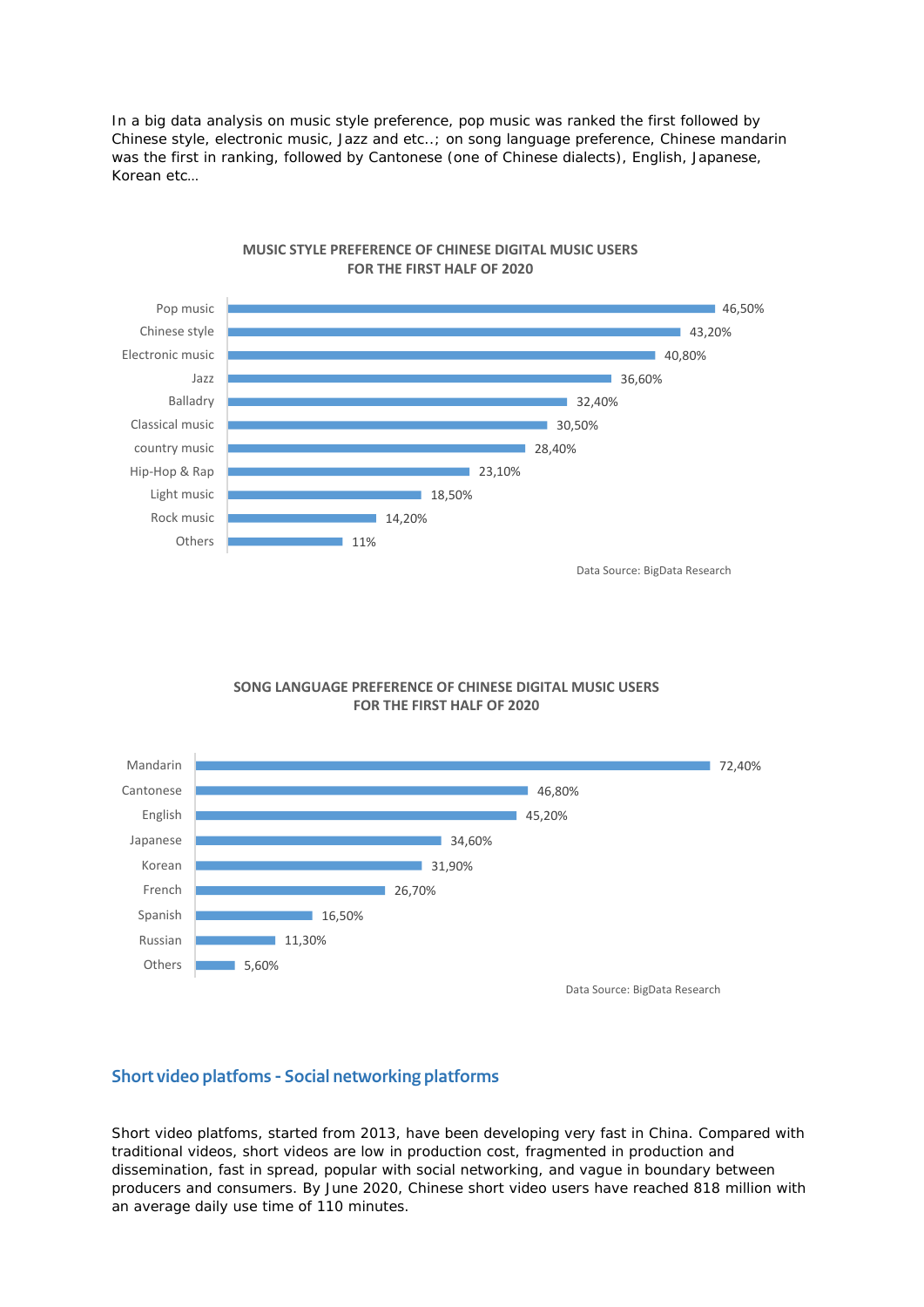In a big data analysis on music style preference, pop music was ranked the first followed by Chinese style, electronic music, Jazz and etc..; on song language preference, Chinese mandarin was the first in ranking, followed by Cantonese (one of Chinese dialects), English, Japanese, Korean etc…

**MUSIC STYLE PREFERENCE OF CHINESE DIGITAL MUSIC USERS FOR THE FIRST HALF OF 2020**

| Music style | Share |
|---|---|
| Pop music | 46,50% |
| Chinese style | 43,20% |
| Electronic music | 40,80% |
| Jazz | 36,60% |
| Balladry | 32,40% |
| Classical music | 30,50% |
| country music | 28,40% |
| Hip-Hop & Rap | 23,10% |
| Light music | 18,50% |
| Rock music | 14,20% |
| Others | 11% |

Data Source: BigData Research

**SONG LANGUAGE PREFERENCE OF CHINESE DIGITAL MUSIC USERS FOR THE FIRST HALF OF 2020**

| Language | Share |
|---|---|
| Mandarin | 72,40% |
| Cantonese | 46,80% |
| English | 45,20% |
| Japanese | 34,60% |
| Korean | 31,90% |
| French | 26,70% |
| Spanish | 16,50% |
| Russian | 11,30% |
| Others | 5,60% |

Data Source: BigData Research

## Short video platfoms - Social networking platforms

Short video platfoms, started from 2013, have been developing very fast in China. Compared with traditional videos, short videos are low in production cost, fragmented in production and dissemination, fast in spread, popular with social networking, and vague in boundary between producers and consumers. By June 2020, Chinese short video users have reached 818 million with an average daily use time of 110 minutes.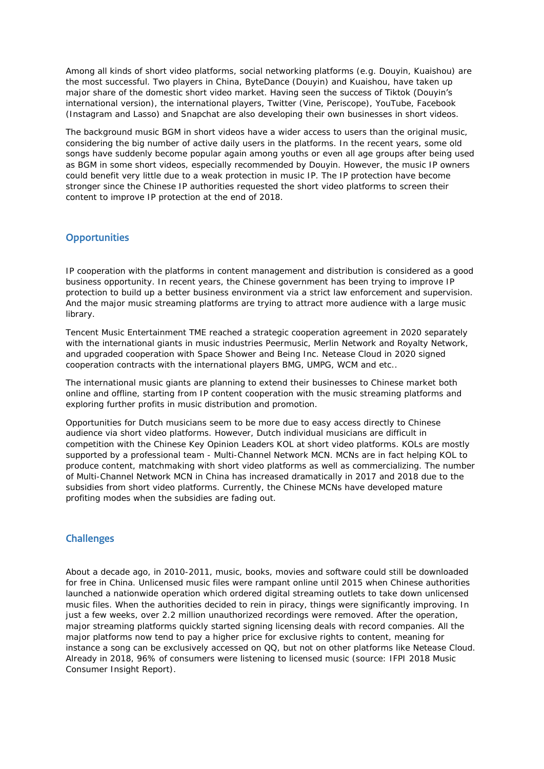Among all kinds of short video platforms, social networking platforms (e.g. Douyin, Kuaishou) are the most successful. Two players in China, ByteDance (Douyin) and Kuaishou, have taken up major share of the domestic short video market. Having seen the success of Tiktok (Douyin's international version), the international players, Twitter (Vine, Periscope), YouTube, Facebook (Instagram and Lasso) and Snapchat are also developing their own businesses in short videos.

The background music BGM in short videos have a wider access to users than the original music, considering the big number of active daily users in the platforms. In the recent years, some old songs have suddenly become popular again among youths or even all age groups after being used as BGM in some short videos, especially recommended by Douyin. However, the music IP owners could benefit very little due to a weak protection in music IP. The IP protection have become stronger since the Chinese IP authorities requested the short video platforms to screen their content to improve IP protection at the end of 2018.

## Opportunities

IP cooperation with the platforms in content management and distribution is considered as a good business opportunity. In recent years, the Chinese government has been trying to improve IP protection to build up a better business environment via a strict law enforcement and supervision. And the major music streaming platforms are trying to attract more audience with a large music library.

Tencent Music Entertainment TME reached a strategic cooperation agreement in 2020 separately with the international giants in music industries Peermusic, Merlin Network and Royalty Network, and upgraded cooperation with Space Shower and Being Inc. Netease Cloud in 2020 signed cooperation contracts with the international players BMG, UMPG, WCM and etc..

The international music giants are planning to extend their businesses to Chinese market both online and offline, starting from IP content cooperation with the music streaming platforms and exploring further profits in music distribution and promotion.

Opportunities for Dutch musicians seem to be more due to easy access directly to Chinese audience via short video platforms. However, Dutch individual musicians are difficult in competition with the Chinese Key Opinion Leaders KOL at short video platforms. KOLs are mostly supported by a professional team - Multi-Channel Network MCN. MCNs are in fact helping KOL to produce content, matchmaking with short video platforms as well as commercializing. The number of Multi-Channel Network MCN in China has increased dramatically in 2017 and 2018 due to the subsidies from short video platforms. Currently, the Chinese MCNs have developed mature profiting modes when the subsidies are fading out.

## Challenges

About a decade ago, in 2010-2011, music, books, movies and software could still be downloaded for free in China. Unlicensed music files were rampant online until 2015 when Chinese authorities launched a nationwide operation which ordered digital streaming outlets to take down unlicensed music files. When the authorities decided to rein in piracy, things were significantly improving. In just a few weeks, over 2.2 million unauthorized recordings were removed. After the operation, major streaming platforms quickly started signing licensing deals with record companies. All the major platforms now tend to pay a higher price for exclusive rights to content, meaning for instance a song can be exclusively accessed on QQ, but not on other platforms like Netease Cloud. Already in 2018, 96% of consumers were listening to licensed music (source: IFPI 2018 Music Consumer Insight Report).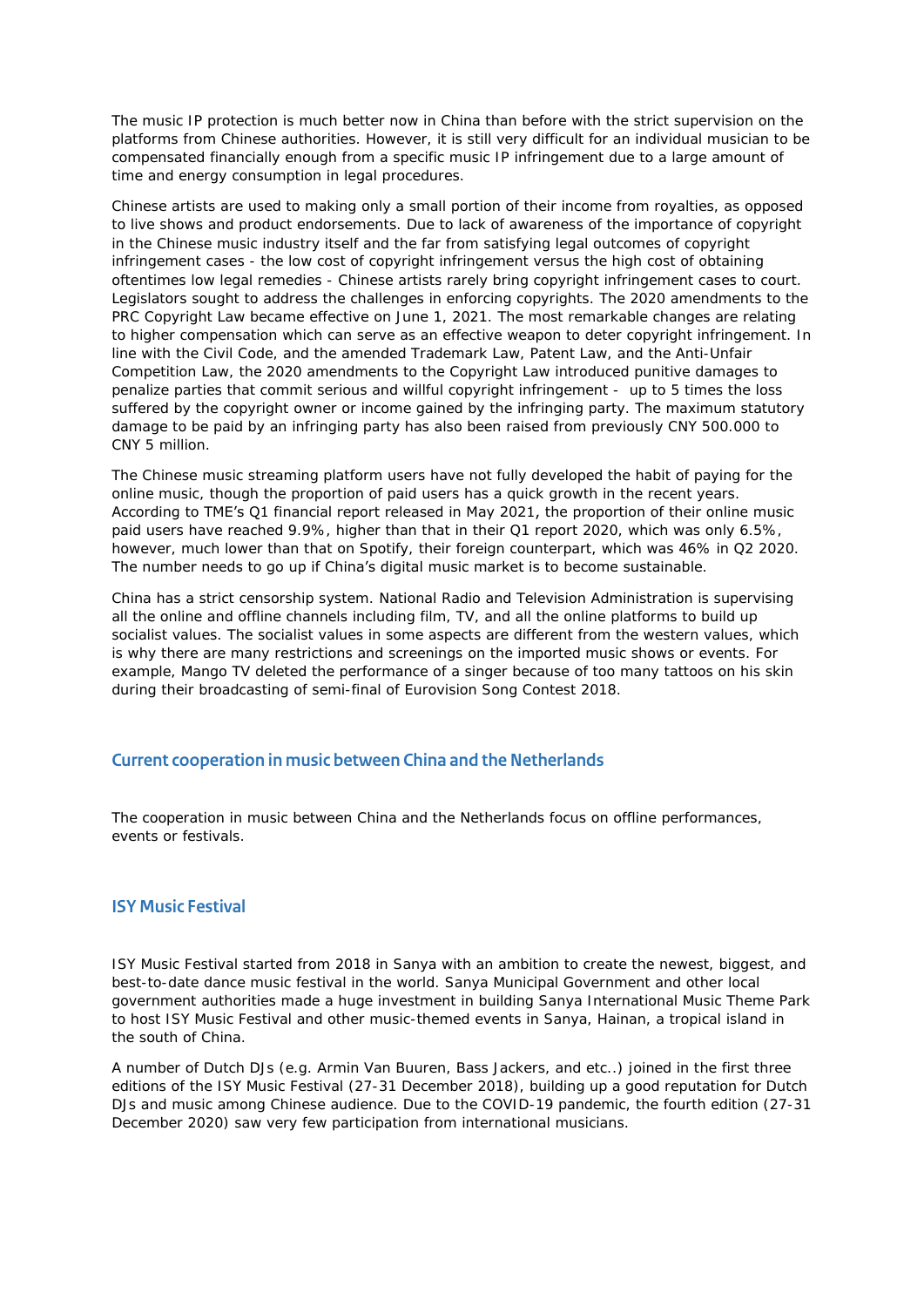The music IP protection is much better now in China than before with the strict supervision on the platforms from Chinese authorities. However, it is still very difficult for an individual musician to be compensated financially enough from a specific music IP infringement due to a large amount of time and energy consumption in legal procedures.

Chinese artists are used to making only a small portion of their income from royalties, as opposed to live shows and product endorsements. Due to lack of awareness of the importance of copyright in the Chinese music industry itself and the far from satisfying legal outcomes of copyright infringement cases - the low cost of copyright infringement versus the high cost of obtaining oftentimes low legal remedies - Chinese artists rarely bring copyright infringement cases to court. Legislators sought to address the challenges in enforcing copyrights. The 2020 amendments to the PRC Copyright Law became effective on June 1, 2021. The most remarkable changes are relating to higher compensation which can serve as an effective weapon to deter copyright infringement. In line with the Civil Code, and the amended Trademark Law, Patent Law, and the Anti-Unfair Competition Law, the 2020 amendments to the Copyright Law introduced punitive damages to penalize parties that commit serious and willful copyright infringement - up to 5 times the loss suffered by the copyright owner or income gained by the infringing party. The maximum statutory damage to be paid by an infringing party has also been raised from previously CNY 500.000 to CNY 5 million.

The Chinese music streaming platform users have not fully developed the habit of paying for the online music, though the proportion of paid users has a quick growth in the recent years. According to TME's Q1 financial report released in May 2021, the proportion of their online music paid users have reached 9.9%, higher than that in their Q1 report 2020, which was only 6.5%, however, much lower than that on Spotify, their foreign counterpart, which was 46% in Q2 2020. The number needs to go up if China's digital music market is to become sustainable.

China has a strict censorship system. National Radio and Television Administration is supervising all the online and offline channels including film, TV, and all the online platforms to build up socialist values. The socialist values in some aspects are different from the western values, which is why there are many restrictions and screenings on the imported music shows or events. For example, Mango TV deleted the performance of a singer because of too many tattoos on his skin during their broadcasting of semi-final of Eurovision Song Contest 2018.

## Current cooperation in music between China and the Netherlands

The cooperation in music between China and the Netherlands focus on offline performances, events or festivals.

### ISY Music Festival

ISY Music Festival started from 2018 in Sanya with an ambition to create the newest, biggest, and best-to-date dance music festival in the world. Sanya Municipal Government and other local government authorities made a huge investment in building Sanya International Music Theme Park to host ISY Music Festival and other music-themed events in Sanya, Hainan, a tropical island in the south of China.

A number of Dutch DJs (e.g. Armin Van Buuren, Bass Jackers, and etc..) joined in the first three editions of the ISY Music Festival (27-31 December 2018), building up a good reputation for Dutch DJs and music among Chinese audience. Due to the COVID-19 pandemic, the fourth edition (27-31 December 2020) saw very few participation from international musicians.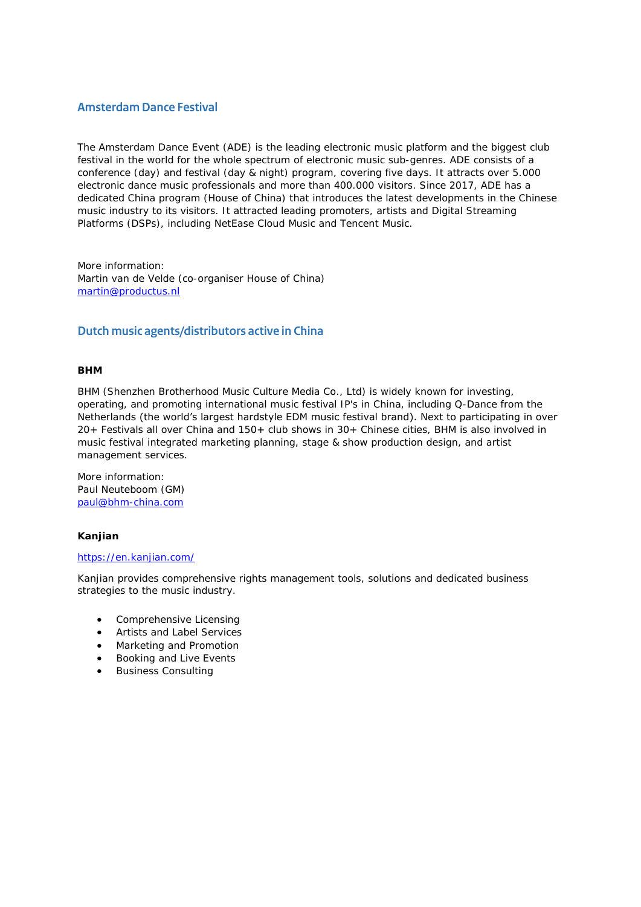## Amsterdam Dance Festival

The Amsterdam Dance Event (ADE) is the leading electronic music platform and the biggest club festival in the world for the whole spectrum of electronic music sub-genres. ADE consists of a conference (day) and festival (day & night) program, covering five days. It attracts over 5.000 electronic dance music professionals and more than 400.000 visitors. Since 2017, ADE has a dedicated China program (House of China) that introduces the latest developments in the Chinese music industry to its visitors. It attracted leading promoters, artists and Digital Streaming Platforms (DSPs), including NetEase Cloud Music and Tencent Music.

More information:
Martin van de Velde (co-organiser House of China)
martin@productus.nl

## Dutch music agents/distributors active in China

**BHM**

BHM (Shenzhen Brotherhood Music Culture Media Co., Ltd) is widely known for investing, operating, and promoting international music festival IP's in China, including Q-Dance from the Netherlands (the world's largest hardstyle EDM music festival brand). Next to participating in over 20+ Festivals all over China and 150+ club shows in 30+ Chinese cities, BHM is also involved in music festival integrated marketing planning, stage & show production design, and artist management services.

More information:
Paul Neuteboom (GM)
paul@bhm-china.com

**Kanjian**

https://en.kanjian.com/

Kanjian provides comprehensive rights management tools, solutions and dedicated business strategies to the music industry.

- Comprehensive Licensing
- Artists and Label Services
- Marketing and Promotion
- Booking and Live Events
- Business Consulting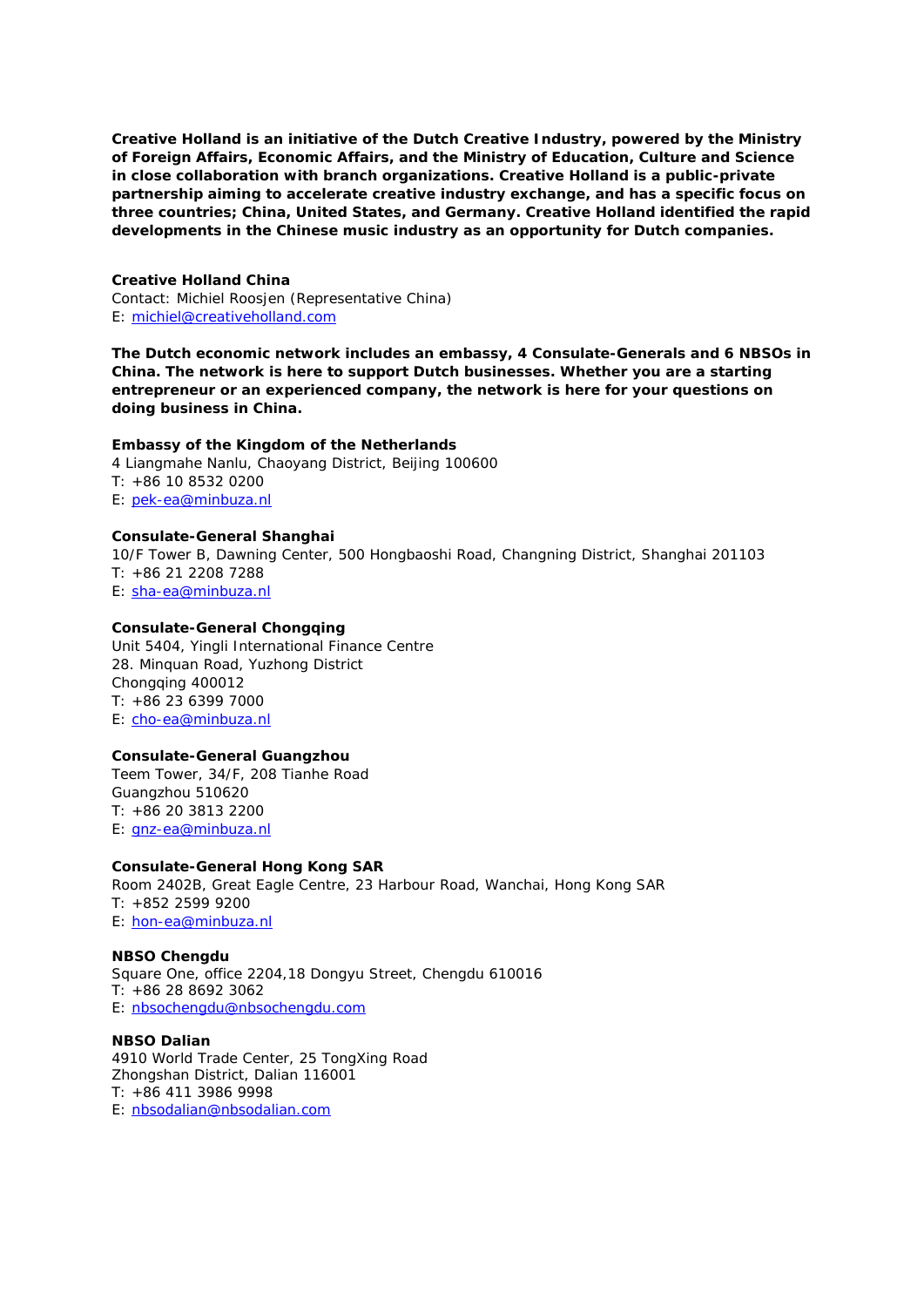**Creative Holland is an initiative of the Dutch Creative Industry, powered by the Ministry of Foreign Affairs, Economic Affairs, and the Ministry of Education, Culture and Science in close collaboration with branch organizations. Creative Holland is a public-private partnership aiming to accelerate creative industry exchange, and has a specific focus on three countries; China, United States, and Germany. Creative Holland identified the rapid developments in the Chinese music industry as an opportunity for Dutch companies.**

**Creative Holland China**
Contact: Michiel Roosjen (Representative China)
E: michiel@creativeholland.com

**The Dutch economic network includes an embassy, 4 Consulate-Generals and 6 NBSOs in China. The network is here to support Dutch businesses. Whether you are a starting entrepreneur or an experienced company, the network is here for your questions on doing business in China.**

**Embassy of the Kingdom of the Netherlands**
4 Liangmahe Nanlu, Chaoyang District, Beijing 100600
T: +86 10 8532 0200
E: pek-ea@minbuza.nl

**Consulate-General Shanghai**
10/F Tower B, Dawning Center, 500 Hongbaoshi Road, Changning District, Shanghai 201103
T: +86 21 2208 7288
E: sha-ea@minbuza.nl

**Consulate-General Chongqing**
Unit 5404, Yingli International Finance Centre
28. Minquan Road, Yuzhong District
Chongqing 400012
T: +86 23 6399 7000
E: cho-ea@minbuza.nl

**Consulate-General Guangzhou**
Teem Tower, 34/F, 208 Tianhe Road
Guangzhou 510620
T: +86 20 3813 2200
E: gnz-ea@minbuza.nl

**Consulate-General Hong Kong SAR**
Room 2402B, Great Eagle Centre, 23 Harbour Road, Wanchai, Hong Kong SAR
T: +852 2599 9200
E: hon-ea@minbuza.nl

**NBSO Chengdu**
Square One, office 2204,18 Dongyu Street, Chengdu 610016
T: +86 28 8692 3062
E: nbsochengdu@nbsochengdu.com

**NBSO Dalian**
4910 World Trade Center, 25 TongXing Road
Zhongshan District, Dalian 116001
T: +86 411 3986 9998
E: nbsodalian@nbsodalian.com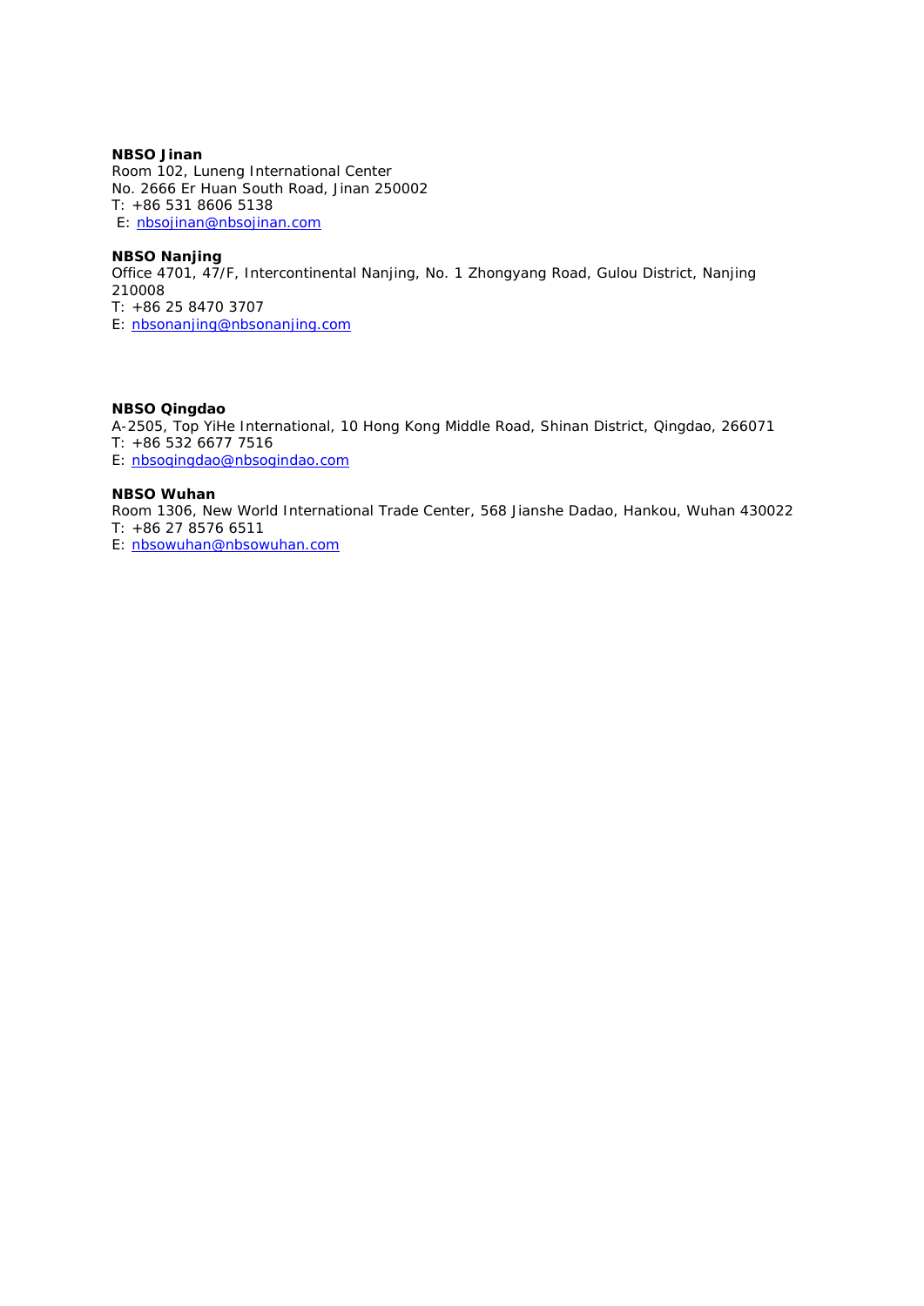**NBSO Jinan**
Room 102, Luneng International Center
No. 2666 Er Huan South Road, Jinan 250002
T: +86 531 8606 5138
E: nbsojinan@nbsojinan.com

**NBSO Nanjing**
Office 4701, 47/F, Intercontinental Nanjing, No. 1 Zhongyang Road, Gulou District, Nanjing 210008
T: +86 25 8470 3707
E: nbsonanjing@nbsonanjing.com

**NBSO Qingdao**
A-2505, Top YiHe International, 10 Hong Kong Middle Road, Shinan District, Qingdao, 266071
T: +86 532 6677 7516
E: nbsoqingdao@nbsoqindao.com

**NBSO Wuhan**
Room 1306, New World International Trade Center, 568 Jianshe Dadao, Hankou, Wuhan 430022
T: +86 27 8576 6511
E: nbsowuhan@nbsowuhan.com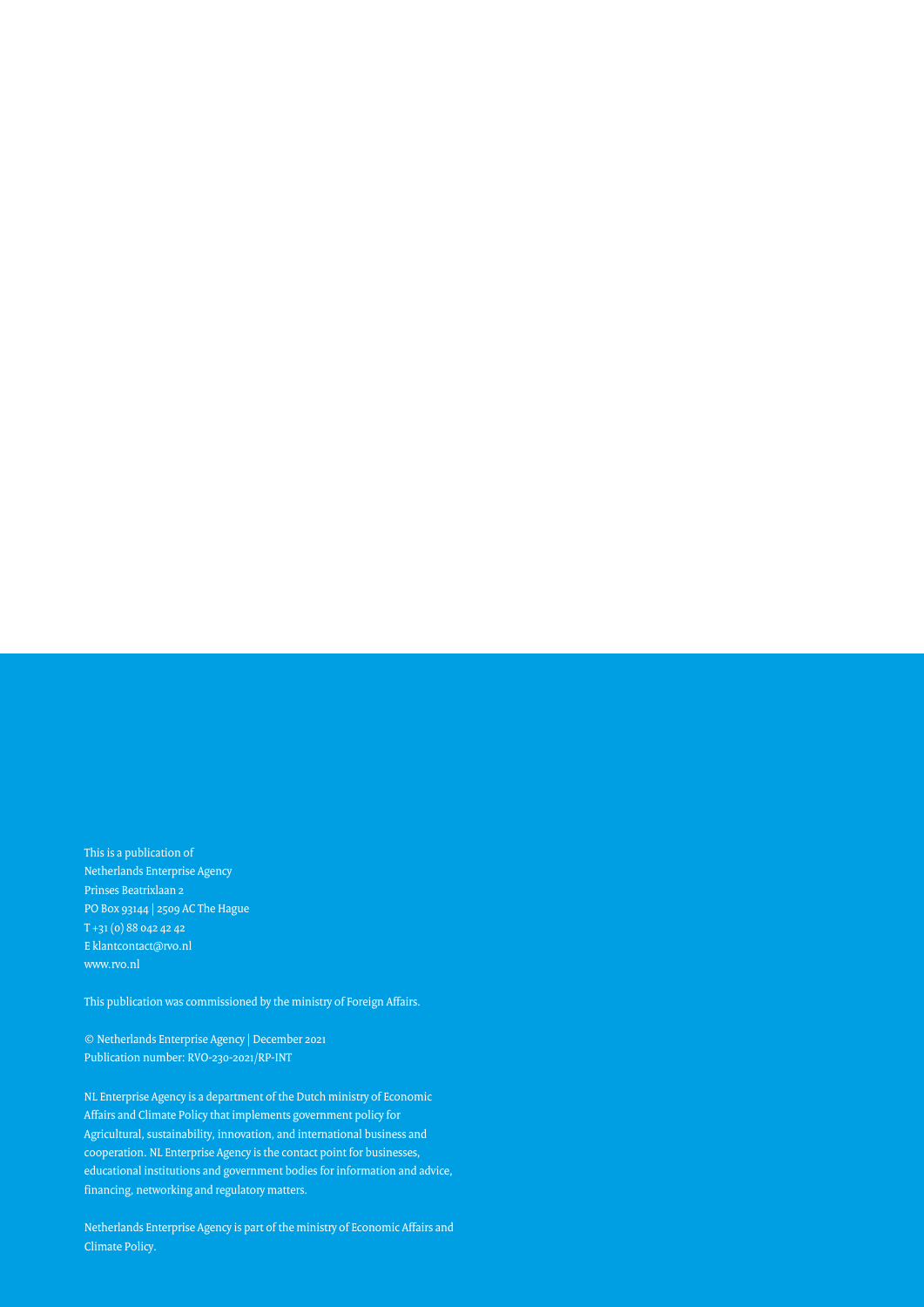This is a publication of
Netherlands Enterprise Agency
Prinses Beatrixlaan 2
PO Box 93144 | 2509 AC The Hague
T +31 (0) 88 042 42 42
E klantcontact@rvo.nl
www.rvo.nl

This publication was commissioned by the ministry of Foreign Affairs.

© Netherlands Enterprise Agency | December 2021
Publication number: RVO-230-2021/RP-INT

NL Enterprise Agency is a department of the Dutch ministry of Economic Affairs and Climate Policy that implements government policy for Agricultural, sustainability, innovation, and international business and cooperation. NL Enterprise Agency is the contact point for businesses, educational institutions and government bodies for information and advice, financing, networking and regulatory matters.

Netherlands Enterprise Agency is part of the ministry of Economic Affairs and Climate Policy.